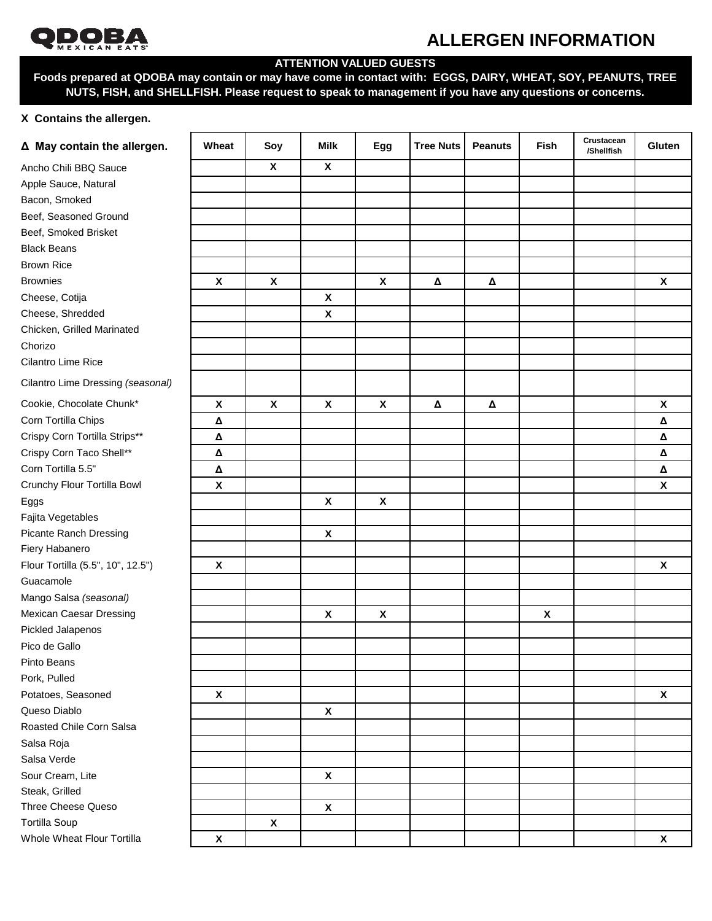QDOBA MEXICAN EATS

# ALLERGEN INFORMATION

**ATTENTION VALUED GUESTS**

**Foods prepared at QDOBA may contain or may have come in contact with: EGGS, DAIRY, WHEAT, SOY, PEANUTS, TREE NUTS, FISH, and SHELLFISH. Please request to speak to management if you have any questions or concerns.**

**X Contains the allergen.**

**Δ May contain the allergen.**

| | Wheat | Soy | Milk | Egg | Tree Nuts | Peanuts | Fish | Crustacean /Shellfish | Gluten |
|---|---|---|---|---|---|---|---|---|---|
| Ancho Chili BBQ Sauce | | X | X | | | | | | |
| Apple Sauce, Natural | | | | | | | | | |
| Bacon, Smoked | | | | | | | | | |
| Beef, Seasoned Ground | | | | | | | | | |
| Beef, Smoked Brisket | | | | | | | | | |
| Black Beans | | | | | | | | | |
| Brown Rice | | | | | | | | | |
| Brownies | X | X | | X | Δ | Δ | | | X |
| Cheese, Cotija | | | X | | | | | | |
| Cheese, Shredded | | | X | | | | | | |
| Chicken, Grilled Marinated | | | | | | | | | |
| Chorizo | | | | | | | | | |
| Cilantro Lime Rice | | | | | | | | | |
| Cilantro Lime Dressing *(seasonal)* | | | | | | | | | |
| Cookie, Chocolate Chunk* | X | X | X | X | Δ | Δ | | | X |
| Corn Tortilla Chips | Δ | | | | | | | | Δ |
| Crispy Corn Tortilla Strips** | Δ | | | | | | | | Δ |
| Crispy Corn Taco Shell** | Δ | | | | | | | | Δ |
| Corn Tortilla 5.5" | Δ | | | | | | | | Δ |
| Crunchy Flour Tortilla Bowl | X | | | | | | | | X |
| Eggs | | | X | X | | | | | |
| Fajita Vegetables | | | | | | | | | |
| Picante Ranch Dressing | | | X | | | | | | |
| Fiery Habanero | | | | | | | | | |
| Flour Tortilla (5.5", 10", 12.5") | X | | | | | | | | X |
| Guacamole | | | | | | | | | |
| Mango Salsa *(seasonal)* | | | | | | | | | |
| Mexican Caesar Dressing | | | X | X | | | X | | |
| Pickled Jalapenos | | | | | | | | | |
| Pico de Gallo | | | | | | | | | |
| Pinto Beans | | | | | | | | | |
| Pork, Pulled | | | | | | | | | |
| Potatoes, Seasoned | X | | | | | | | | X |
| Queso Diablo | | | X | | | | | | |
| Roasted Chile Corn Salsa | | | | | | | | | |
| Salsa Roja | | | | | | | | | |
| Salsa Verde | | | | | | | | | |
| Sour Cream, Lite | | | X | | | | | | |
| Steak, Grilled | | | | | | | | | |
| Three Cheese Queso | | | X | | | | | | |
| Tortilla Soup | | X | | | | | | | |
| Whole Wheat Flour Tortilla | X | | | | | | | | X |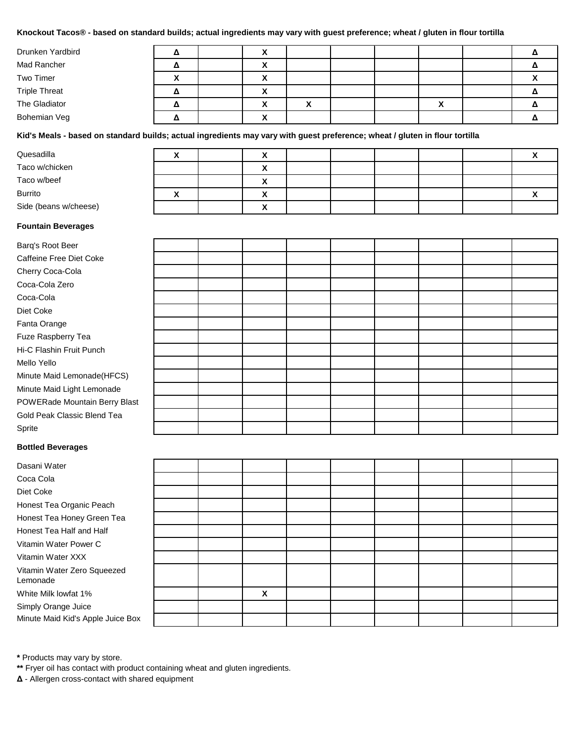**Knockout Tacos® - based on standard builds; actual ingredients may vary with guest preference; wheat / gluten in flour tortilla**

| | | | | | | | | | |
|---|---|---|---|---|---|---|---|---|---|
| Drunken Yardbird | Δ | | X | | | | | | Δ |
| Mad Rancher | Δ | | X | | | | | | Δ |
| Two Timer | X | | X | | | | | | X |
| Triple Threat | Δ | | X | | | | | | Δ |
| The Gladiator | Δ | | X | X | | | X | | Δ |
| Bohemian Veg | Δ | | X | | | | | | Δ |

**Kid's Meals - based on standard builds; actual ingredients may vary with guest preference; wheat / gluten in flour tortilla**

| | | | | | | | | | |
|---|---|---|---|---|---|---|---|---|---|
| Quesadilla | X | | X | | | | | | X |
| Taco w/chicken | | | X | | | | | | |
| Taco w/beef | | | X | | | | | | |
| Burrito | X | | X | | | | | | X |
| Side (beans w/cheese) | | | X | | | | | | |

**Fountain Beverages**

| | | | | | | | | | |
|---|---|---|---|---|---|---|---|---|---|
| Barq's Root Beer | | | | | | | | | |
| Caffeine Free Diet Coke | | | | | | | | | |
| Cherry Coca-Cola | | | | | | | | | |
| Coca-Cola Zero | | | | | | | | | |
| Coca-Cola | | | | | | | | | |
| Diet Coke | | | | | | | | | |
| Fanta Orange | | | | | | | | | |
| Fuze Raspberry Tea | | | | | | | | | |
| Hi-C Flashin Fruit Punch | | | | | | | | | |
| Mello Yello | | | | | | | | | |
| Minute Maid Lemonade(HFCS) | | | | | | | | | |
| Minute Maid Light Lemonade | | | | | | | | | |
| POWERade Mountain Berry Blast | | | | | | | | | |
| Gold Peak Classic Blend Tea | | | | | | | | | |
| Sprite | | | | | | | | | |

**Bottled Beverages**

| | | | | | | | | | |
|---|---|---|---|---|---|---|---|---|---|
| Dasani Water | | | | | | | | | |
| Coca Cola | | | | | | | | | |
| Diet Coke | | | | | | | | | |
| Honest Tea Organic Peach | | | | | | | | | |
| Honest Tea Honey Green Tea | | | | | | | | | |
| Honest Tea Half and Half | | | | | | | | | |
| Vitamin Water Power C | | | | | | | | | |
| Vitamin Water XXX | | | | | | | | | |
| Vitamin Water Zero Squeezed Lemonade | | | | | | | | | |
| White Milk lowfat 1% | | | X | | | | | | |
| Simply Orange Juice | | | | | | | | | |
| Minute Maid Kid's Apple Juice Box | | | | | | | | | |

**\*** Products may vary by store.

**\*\*** Fryer oil has contact with product containing wheat and gluten ingredients.

**Δ** - Allergen cross-contact with shared equipment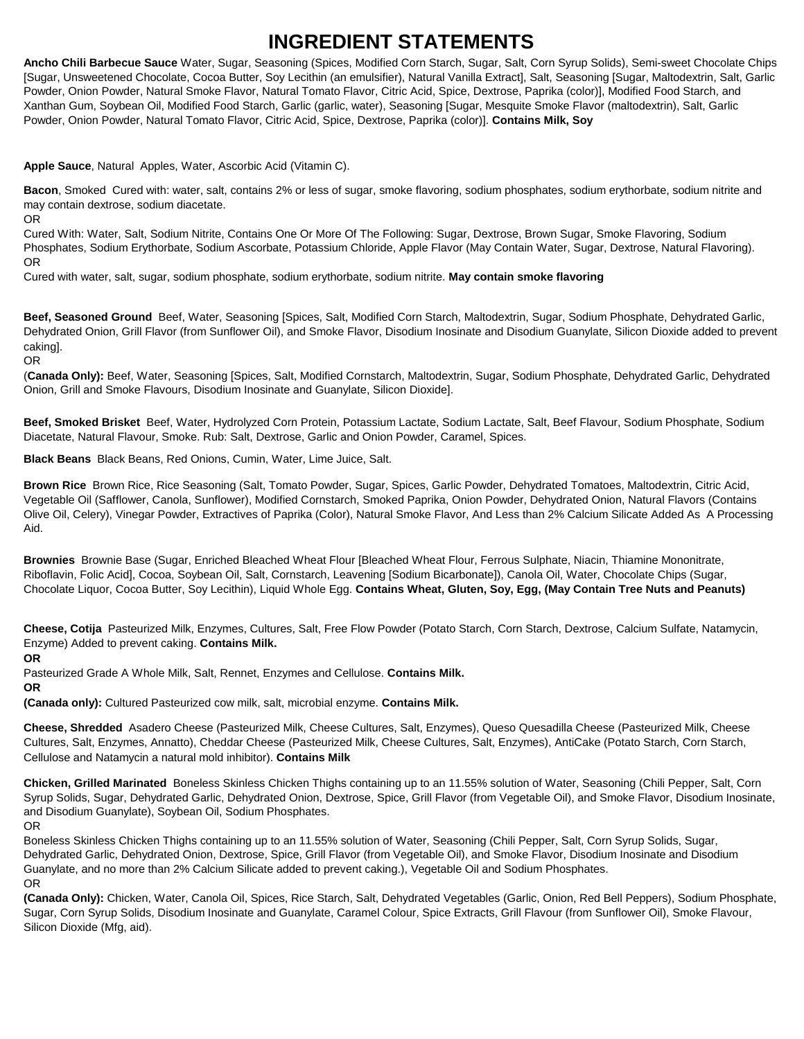# INGREDIENT STATEMENTS

**Ancho Chili Barbecue Sauce** Water, Sugar, Seasoning (Spices, Modified Corn Starch, Sugar, Salt, Corn Syrup Solids), Semi-sweet Chocolate Chips [Sugar, Unsweetened Chocolate, Cocoa Butter, Soy Lecithin (an emulsifier), Natural Vanilla Extract], Salt, Seasoning [Sugar, Maltodextrin, Salt, Garlic Powder, Onion Powder, Natural Smoke Flavor, Natural Tomato Flavor, Citric Acid, Spice, Dextrose, Paprika (color)], Modified Food Starch, and Xanthan Gum, Soybean Oil, Modified Food Starch, Garlic (garlic, water), Seasoning [Sugar, Mesquite Smoke Flavor (maltodextrin), Salt, Garlic Powder, Onion Powder, Natural Tomato Flavor, Citric Acid, Spice, Dextrose, Paprika (color)]. **Contains Milk, Soy**

**Apple Sauce**, Natural Apples, Water, Ascorbic Acid (Vitamin C).

**Bacon**, Smoked Cured with: water, salt, contains 2% or less of sugar, smoke flavoring, sodium phosphates, sodium erythorbate, sodium nitrite and may contain dextrose, sodium diacetate.
OR
Cured With: Water, Salt, Sodium Nitrite, Contains One Or More Of The Following: Sugar, Dextrose, Brown Sugar, Smoke Flavoring, Sodium Phosphates, Sodium Erythorbate, Sodium Ascorbate, Potassium Chloride, Apple Flavor (May Contain Water, Sugar, Dextrose, Natural Flavoring).
OR
Cured with water, salt, sugar, sodium phosphate, sodium erythorbate, sodium nitrite. **May contain smoke flavoring**

**Beef, Seasoned Ground** Beef, Water, Seasoning [Spices, Salt, Modified Corn Starch, Maltodextrin, Sugar, Sodium Phosphate, Dehydrated Garlic, Dehydrated Onion, Grill Flavor (from Sunflower Oil), and Smoke Flavor, Disodium Inosinate and Disodium Guanylate, Silicon Dioxide added to prevent caking].
OR
(**Canada Only):** Beef, Water, Seasoning [Spices, Salt, Modified Cornstarch, Maltodextrin, Sugar, Sodium Phosphate, Dehydrated Garlic, Dehydrated Onion, Grill and Smoke Flavours, Disodium Inosinate and Guanylate, Silicon Dioxide].

**Beef, Smoked Brisket** Beef, Water, Hydrolyzed Corn Protein, Potassium Lactate, Sodium Lactate, Salt, Beef Flavour, Sodium Phosphate, Sodium Diacetate, Natural Flavour, Smoke. Rub: Salt, Dextrose, Garlic and Onion Powder, Caramel, Spices.

**Black Beans** Black Beans, Red Onions, Cumin, Water, Lime Juice, Salt.

**Brown Rice** Brown Rice, Rice Seasoning (Salt, Tomato Powder, Sugar, Spices, Garlic Powder, Dehydrated Tomatoes, Maltodextrin, Citric Acid, Vegetable Oil (Safflower, Canola, Sunflower), Modified Cornstarch, Smoked Paprika, Onion Powder, Dehydrated Onion, Natural Flavors (Contains Olive Oil, Celery), Vinegar Powder, Extractives of Paprika (Color), Natural Smoke Flavor, And Less than 2% Calcium Silicate Added As A Processing Aid.

**Brownies** Brownie Base (Sugar, Enriched Bleached Wheat Flour [Bleached Wheat Flour, Ferrous Sulphate, Niacin, Thiamine Mononitrate, Riboflavin, Folic Acid], Cocoa, Soybean Oil, Salt, Cornstarch, Leavening [Sodium Bicarbonate]), Canola Oil, Water, Chocolate Chips (Sugar, Chocolate Liquor, Cocoa Butter, Soy Lecithin), Liquid Whole Egg. **Contains Wheat, Gluten, Soy, Egg, (May Contain Tree Nuts and Peanuts)**

**Cheese, Cotija** Pasteurized Milk, Enzymes, Cultures, Salt, Free Flow Powder (Potato Starch, Corn Starch, Dextrose, Calcium Sulfate, Natamycin, Enzyme) Added to prevent caking. **Contains Milk.**
**OR**
Pasteurized Grade A Whole Milk, Salt, Rennet, Enzymes and Cellulose. **Contains Milk.**
**OR**
**(Canada only):** Cultured Pasteurized cow milk, salt, microbial enzyme. **Contains Milk.**

**Cheese, Shredded** Asadero Cheese (Pasteurized Milk, Cheese Cultures, Salt, Enzymes), Queso Quesadilla Cheese (Pasteurized Milk, Cheese Cultures, Salt, Enzymes, Annatto), Cheddar Cheese (Pasteurized Milk, Cheese Cultures, Salt, Enzymes), AntiCake (Potato Starch, Corn Starch, Cellulose and Natamycin a natural mold inhibitor). **Contains Milk**

**Chicken, Grilled Marinated** Boneless Skinless Chicken Thighs containing up to an 11.55% solution of Water, Seasoning (Chili Pepper, Salt, Corn Syrup Solids, Sugar, Dehydrated Garlic, Dehydrated Onion, Dextrose, Spice, Grill Flavor (from Vegetable Oil), and Smoke Flavor, Disodium Inosinate, and Disodium Guanylate), Soybean Oil, Sodium Phosphates.
OR
Boneless Skinless Chicken Thighs containing up to an 11.55% solution of Water, Seasoning (Chili Pepper, Salt, Corn Syrup Solids, Sugar, Dehydrated Garlic, Dehydrated Onion, Dextrose, Spice, Grill Flavor (from Vegetable Oil), and Smoke Flavor, Disodium Inosinate and Disodium Guanylate, and no more than 2% Calcium Silicate added to prevent caking.), Vegetable Oil and Sodium Phosphates.
OR
**(Canada Only):** Chicken, Water, Canola Oil, Spices, Rice Starch, Salt, Dehydrated Vegetables (Garlic, Onion, Red Bell Peppers), Sodium Phosphate, Sugar, Corn Syrup Solids, Disodium Inosinate and Guanylate, Caramel Colour, Spice Extracts, Grill Flavour (from Sunflower Oil), Smoke Flavour, Silicon Dioxide (Mfg, aid).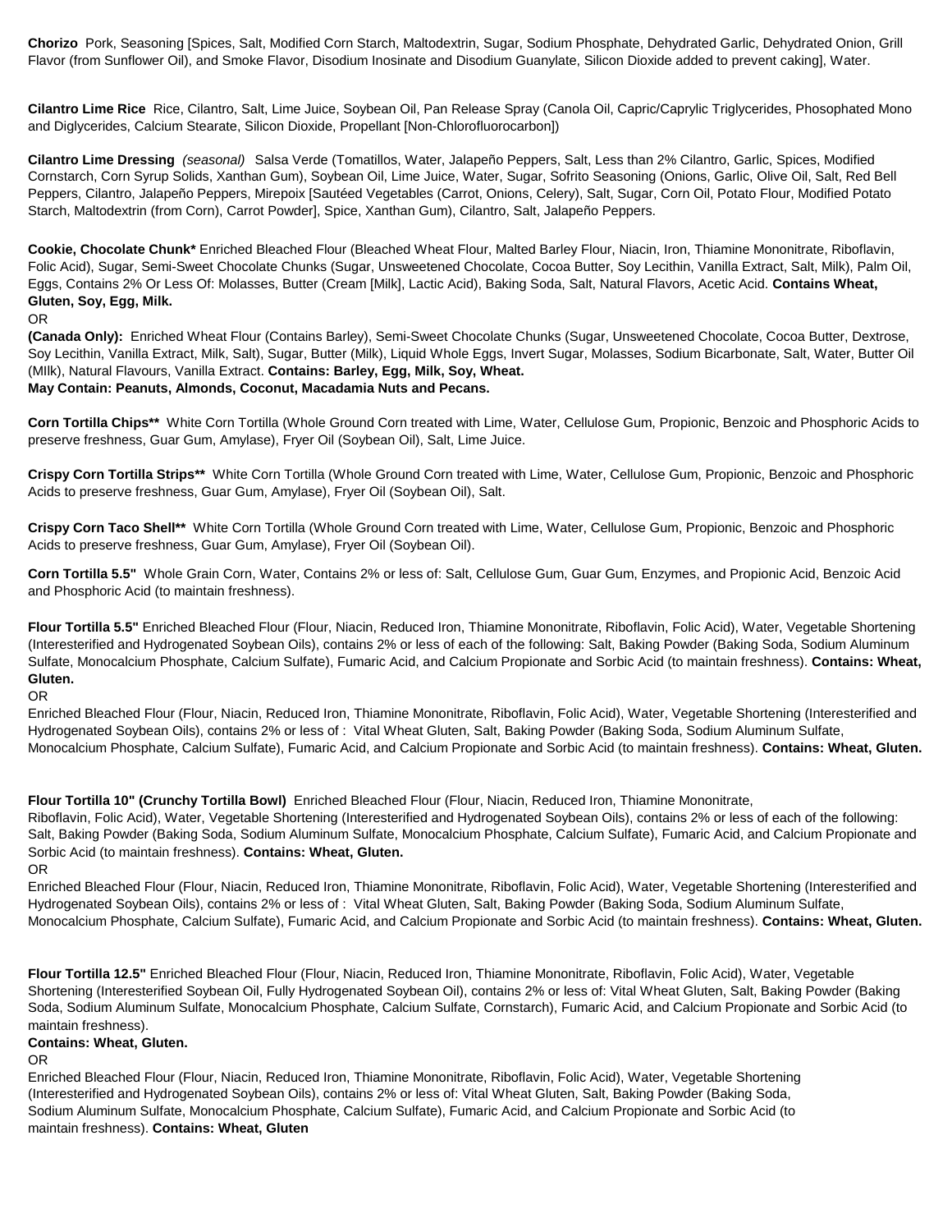**Chorizo** Pork, Seasoning [Spices, Salt, Modified Corn Starch, Maltodextrin, Sugar, Sodium Phosphate, Dehydrated Garlic, Dehydrated Onion, Grill Flavor (from Sunflower Oil), and Smoke Flavor, Disodium Inosinate and Disodium Guanylate, Silicon Dioxide added to prevent caking], Water.

**Cilantro Lime Rice** Rice, Cilantro, Salt, Lime Juice, Soybean Oil, Pan Release Spray (Canola Oil, Capric/Caprylic Triglycerides, Phosophated Mono and Diglycerides, Calcium Stearate, Silicon Dioxide, Propellant [Non-Chlorofluorocarbon])

**Cilantro Lime Dressing** *(seasonal)* Salsa Verde (Tomatillos, Water, Jalapeño Peppers, Salt, Less than 2% Cilantro, Garlic, Spices, Modified Cornstarch, Corn Syrup Solids, Xanthan Gum), Soybean Oil, Lime Juice, Water, Sugar, Sofrito Seasoning (Onions, Garlic, Olive Oil, Salt, Red Bell Peppers, Cilantro, Jalapeño Peppers, Mirepoix [Sautéed Vegetables (Carrot, Onions, Celery), Salt, Sugar, Corn Oil, Potato Flour, Modified Potato Starch, Maltodextrin (from Corn), Carrot Powder], Spice, Xanthan Gum), Cilantro, Salt, Jalapeño Peppers.

**Cookie, Chocolate Chunk*** Enriched Bleached Flour (Bleached Wheat Flour, Malted Barley Flour, Niacin, Iron, Thiamine Mononitrate, Riboflavin, Folic Acid), Sugar, Semi-Sweet Chocolate Chunks (Sugar, Unsweetened Chocolate, Cocoa Butter, Soy Lecithin, Vanilla Extract, Salt, Milk), Palm Oil, Eggs, Contains 2% Or Less Of: Molasses, Butter (Cream [Milk], Lactic Acid), Baking Soda, Salt, Natural Flavors, Acetic Acid. **Contains Wheat, Gluten, Soy, Egg, Milk.**

OR

**(Canada Only):** Enriched Wheat Flour (Contains Barley), Semi-Sweet Chocolate Chunks (Sugar, Unsweetened Chocolate, Cocoa Butter, Dextrose, Soy Lecithin, Vanilla Extract, Milk, Salt), Sugar, Butter (Milk), Liquid Whole Eggs, Invert Sugar, Molasses, Sodium Bicarbonate, Salt, Water, Butter Oil (MIlk), Natural Flavours, Vanilla Extract. **Contains: Barley, Egg, Milk, Soy, Wheat.**
**May Contain: Peanuts, Almonds, Coconut, Macadamia Nuts and Pecans.**

**Corn Tortilla Chips**** White Corn Tortilla (Whole Ground Corn treated with Lime, Water, Cellulose Gum, Propionic, Benzoic and Phosphoric Acids to preserve freshness, Guar Gum, Amylase), Fryer Oil (Soybean Oil), Salt, Lime Juice.

**Crispy Corn Tortilla Strips**** White Corn Tortilla (Whole Ground Corn treated with Lime, Water, Cellulose Gum, Propionic, Benzoic and Phosphoric Acids to preserve freshness, Guar Gum, Amylase), Fryer Oil (Soybean Oil), Salt.

**Crispy Corn Taco Shell**** White Corn Tortilla (Whole Ground Corn treated with Lime, Water, Cellulose Gum, Propionic, Benzoic and Phosphoric Acids to preserve freshness, Guar Gum, Amylase), Fryer Oil (Soybean Oil).

**Corn Tortilla 5.5"** Whole Grain Corn, Water, Contains 2% or less of: Salt, Cellulose Gum, Guar Gum, Enzymes, and Propionic Acid, Benzoic Acid and Phosphoric Acid (to maintain freshness).

**Flour Tortilla 5.5"** Enriched Bleached Flour (Flour, Niacin, Reduced Iron, Thiamine Mononitrate, Riboflavin, Folic Acid), Water, Vegetable Shortening (Interesterified and Hydrogenated Soybean Oils), contains 2% or less of each of the following: Salt, Baking Powder (Baking Soda, Sodium Aluminum Sulfate, Monocalcium Phosphate, Calcium Sulfate), Fumaric Acid, and Calcium Propionate and Sorbic Acid (to maintain freshness). **Contains: Wheat, Gluten.**

OR

Enriched Bleached Flour (Flour, Niacin, Reduced Iron, Thiamine Mononitrate, Riboflavin, Folic Acid), Water, Vegetable Shortening (Interesterified and Hydrogenated Soybean Oils), contains 2% or less of : Vital Wheat Gluten, Salt, Baking Powder (Baking Soda, Sodium Aluminum Sulfate, Monocalcium Phosphate, Calcium Sulfate), Fumaric Acid, and Calcium Propionate and Sorbic Acid (to maintain freshness). **Contains: Wheat, Gluten.**

**Flour Tortilla 10" (Crunchy Tortilla Bowl)** Enriched Bleached Flour (Flour, Niacin, Reduced Iron, Thiamine Mononitrate, Riboflavin, Folic Acid), Water, Vegetable Shortening (Interesterified and Hydrogenated Soybean Oils), contains 2% or less of each of the following: Salt, Baking Powder (Baking Soda, Sodium Aluminum Sulfate, Monocalcium Phosphate, Calcium Sulfate), Fumaric Acid, and Calcium Propionate and Sorbic Acid (to maintain freshness). **Contains: Wheat, Gluten.**

OR

Enriched Bleached Flour (Flour, Niacin, Reduced Iron, Thiamine Mononitrate, Riboflavin, Folic Acid), Water, Vegetable Shortening (Interesterified and Hydrogenated Soybean Oils), contains 2% or less of : Vital Wheat Gluten, Salt, Baking Powder (Baking Soda, Sodium Aluminum Sulfate, Monocalcium Phosphate, Calcium Sulfate), Fumaric Acid, and Calcium Propionate and Sorbic Acid (to maintain freshness). **Contains: Wheat, Gluten.**

**Flour Tortilla 12.5"** Enriched Bleached Flour (Flour, Niacin, Reduced Iron, Thiamine Mononitrate, Riboflavin, Folic Acid), Water, Vegetable Shortening (Interesterified Soybean Oil, Fully Hydrogenated Soybean Oil), contains 2% or less of: Vital Wheat Gluten, Salt, Baking Powder (Baking Soda, Sodium Aluminum Sulfate, Monocalcium Phosphate, Calcium Sulfate, Cornstarch), Fumaric Acid, and Calcium Propionate and Sorbic Acid (to maintain freshness).
**Contains: Wheat, Gluten.**

OR

Enriched Bleached Flour (Flour, Niacin, Reduced Iron, Thiamine Mononitrate, Riboflavin, Folic Acid), Water, Vegetable Shortening (Interesterified and Hydrogenated Soybean Oils), contains 2% or less of: Vital Wheat Gluten, Salt, Baking Powder (Baking Soda, Sodium Aluminum Sulfate, Monocalcium Phosphate, Calcium Sulfate), Fumaric Acid, and Calcium Propionate and Sorbic Acid (to maintain freshness). **Contains: Wheat, Gluten**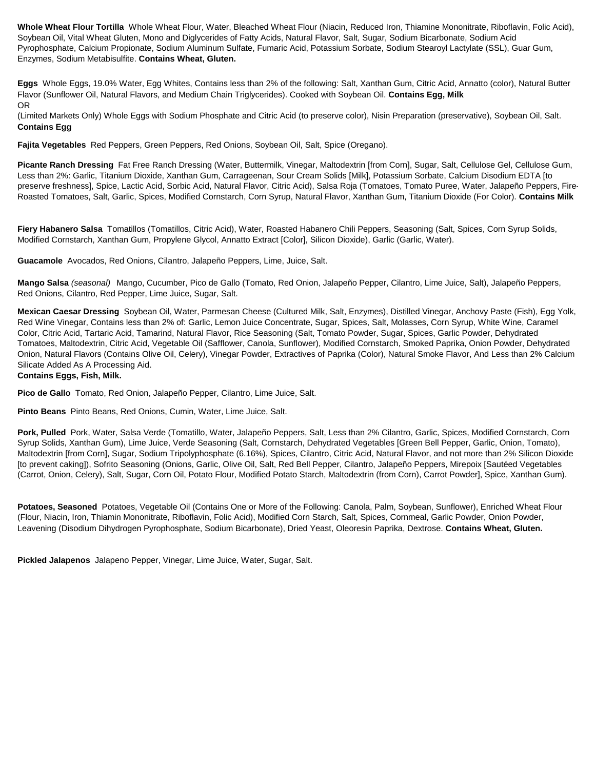**Whole Wheat Flour Tortilla** Whole Wheat Flour, Water, Bleached Wheat Flour (Niacin, Reduced Iron, Thiamine Mononitrate, Riboflavin, Folic Acid), Soybean Oil, Vital Wheat Gluten, Mono and Diglycerides of Fatty Acids, Natural Flavor, Salt, Sugar, Sodium Bicarbonate, Sodium Acid Pyrophosphate, Calcium Propionate, Sodium Aluminum Sulfate, Fumaric Acid, Potassium Sorbate, Sodium Stearoyl Lactylate (SSL), Guar Gum, Enzymes, Sodium Metabisulfite. **Contains Wheat, Gluten.**

**Eggs** Whole Eggs, 19.0% Water, Egg Whites, Contains less than 2% of the following: Salt, Xanthan Gum, Citric Acid, Annatto (color), Natural Butter Flavor (Sunflower Oil, Natural Flavors, and Medium Chain Triglycerides). Cooked with Soybean Oil. **Contains Egg, Milk**
OR
(Limited Markets Only) Whole Eggs with Sodium Phosphate and Citric Acid (to preserve color), Nisin Preparation (preservative), Soybean Oil, Salt. **Contains Egg**

**Fajita Vegetables** Red Peppers, Green Peppers, Red Onions, Soybean Oil, Salt, Spice (Oregano).

**Picante Ranch Dressing** Fat Free Ranch Dressing (Water, Buttermilk, Vinegar, Maltodextrin [from Corn], Sugar, Salt, Cellulose Gel, Cellulose Gum, Less than 2%: Garlic, Titanium Dioxide, Xanthan Gum, Carrageenan, Sour Cream Solids [Milk], Potassium Sorbate, Calcium Disodium EDTA [to preserve freshness], Spice, Lactic Acid, Sorbic Acid, Natural Flavor, Citric Acid), Salsa Roja (Tomatoes, Tomato Puree, Water, Jalapeño Peppers, Fire-Roasted Tomatoes, Salt, Garlic, Spices, Modified Cornstarch, Corn Syrup, Natural Flavor, Xanthan Gum, Titanium Dioxide (For Color). **Contains Milk**

**Fiery Habanero Salsa** Tomatillos (Tomatillos, Citric Acid), Water, Roasted Habanero Chili Peppers, Seasoning (Salt, Spices, Corn Syrup Solids, Modified Cornstarch, Xanthan Gum, Propylene Glycol, Annatto Extract [Color], Silicon Dioxide), Garlic (Garlic, Water).

**Guacamole** Avocados, Red Onions, Cilantro, Jalapeño Peppers, Lime, Juice, Salt.

**Mango Salsa** *(seasonal)* Mango, Cucumber, Pico de Gallo (Tomato, Red Onion, Jalapeño Pepper, Cilantro, Lime Juice, Salt), Jalapeño Peppers, Red Onions, Cilantro, Red Pepper, Lime Juice, Sugar, Salt.

**Mexican Caesar Dressing** Soybean Oil, Water, Parmesan Cheese (Cultured Milk, Salt, Enzymes), Distilled Vinegar, Anchovy Paste (Fish), Egg Yolk, Red Wine Vinegar, Contains less than 2% of: Garlic, Lemon Juice Concentrate, Sugar, Spices, Salt, Molasses, Corn Syrup, White Wine, Caramel Color, Citric Acid, Tartaric Acid, Tamarind, Natural Flavor, Rice Seasoning (Salt, Tomato Powder, Sugar, Spices, Garlic Powder, Dehydrated Tomatoes, Maltodextrin, Citric Acid, Vegetable Oil (Safflower, Canola, Sunflower), Modified Cornstarch, Smoked Paprika, Onion Powder, Dehydrated Onion, Natural Flavors (Contains Olive Oil, Celery), Vinegar Powder, Extractives of Paprika (Color), Natural Smoke Flavor, And Less than 2% Calcium Silicate Added As A Processing Aid.
**Contains Eggs, Fish, Milk.**

**Pico de Gallo** Tomato, Red Onion, Jalapeño Pepper, Cilantro, Lime Juice, Salt.

**Pinto Beans** Pinto Beans, Red Onions, Cumin, Water, Lime Juice, Salt.

**Pork, Pulled** Pork, Water, Salsa Verde (Tomatillo, Water, Jalapeño Peppers, Salt, Less than 2% Cilantro, Garlic, Spices, Modified Cornstarch, Corn Syrup Solids, Xanthan Gum), Lime Juice, Verde Seasoning (Salt, Cornstarch, Dehydrated Vegetables [Green Bell Pepper, Garlic, Onion, Tomato), Maltodextrin [from Corn], Sugar, Sodium Tripolyphosphate (6.16%), Spices, Cilantro, Citric Acid, Natural Flavor, and not more than 2% Silicon Dioxide [to prevent caking]), Sofrito Seasoning (Onions, Garlic, Olive Oil, Salt, Red Bell Pepper, Cilantro, Jalapeño Peppers, Mirepoix [Sautéed Vegetables (Carrot, Onion, Celery), Salt, Sugar, Corn Oil, Potato Flour, Modified Potato Starch, Maltodextrin (from Corn), Carrot Powder], Spice, Xanthan Gum).

**Potatoes, Seasoned** Potatoes, Vegetable Oil (Contains One or More of the Following: Canola, Palm, Soybean, Sunflower), Enriched Wheat Flour (Flour, Niacin, Iron, Thiamin Mononitrate, Riboflavin, Folic Acid), Modified Corn Starch, Salt, Spices, Cornmeal, Garlic Powder, Onion Powder, Leavening (Disodium Dihydrogen Pyrophosphate, Sodium Bicarbonate), Dried Yeast, Oleoresin Paprika, Dextrose. **Contains Wheat, Gluten.**

**Pickled Jalapenos** Jalapeno Pepper, Vinegar, Lime Juice, Water, Sugar, Salt.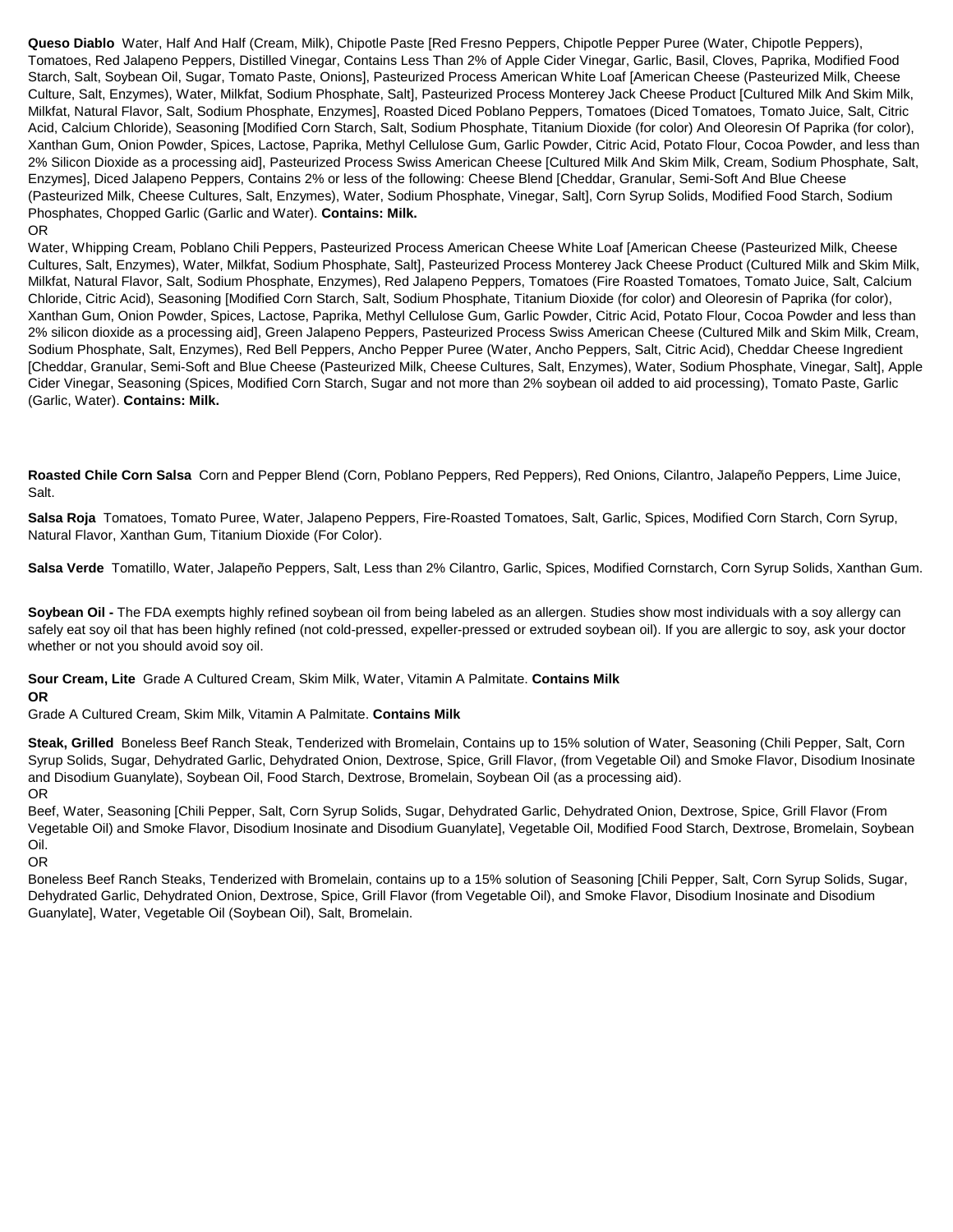**Queso Diablo** Water, Half And Half (Cream, Milk), Chipotle Paste [Red Fresno Peppers, Chipotle Pepper Puree (Water, Chipotle Peppers), Tomatoes, Red Jalapeno Peppers, Distilled Vinegar, Contains Less Than 2% of Apple Cider Vinegar, Garlic, Basil, Cloves, Paprika, Modified Food Starch, Salt, Soybean Oil, Sugar, Tomato Paste, Onions], Pasteurized Process American White Loaf [American Cheese (Pasteurized Milk, Cheese Culture, Salt, Enzymes), Water, Milkfat, Sodium Phosphate, Salt], Pasteurized Process Monterey Jack Cheese Product [Cultured Milk And Skim Milk, Milkfat, Natural Flavor, Salt, Sodium Phosphate, Enzymes], Roasted Diced Poblano Peppers, Tomatoes (Diced Tomatoes, Tomato Juice, Salt, Citric Acid, Calcium Chloride), Seasoning [Modified Corn Starch, Salt, Sodium Phosphate, Titanium Dioxide (for color) And Oleoresin Of Paprika (for color), Xanthan Gum, Onion Powder, Spices, Lactose, Paprika, Methyl Cellulose Gum, Garlic Powder, Citric Acid, Potato Flour, Cocoa Powder, and less than 2% Silicon Dioxide as a processing aid], Pasteurized Process Swiss American Cheese [Cultured Milk And Skim Milk, Cream, Sodium Phosphate, Salt, Enzymes], Diced Jalapeno Peppers, Contains 2% or less of the following: Cheese Blend [Cheddar, Granular, Semi-Soft And Blue Cheese (Pasteurized Milk, Cheese Cultures, Salt, Enzymes), Water, Sodium Phosphate, Vinegar, Salt], Corn Syrup Solids, Modified Food Starch, Sodium Phosphates, Chopped Garlic (Garlic and Water). **Contains: Milk.**

OR

Water, Whipping Cream, Poblano Chili Peppers, Pasteurized Process American Cheese White Loaf [American Cheese (Pasteurized Milk, Cheese Cultures, Salt, Enzymes), Water, Milkfat, Sodium Phosphate, Salt], Pasteurized Process Monterey Jack Cheese Product (Cultured Milk and Skim Milk, Milkfat, Natural Flavor, Salt, Sodium Phosphate, Enzymes), Red Jalapeno Peppers, Tomatoes (Fire Roasted Tomatoes, Tomato Juice, Salt, Calcium Chloride, Citric Acid), Seasoning [Modified Corn Starch, Salt, Sodium Phosphate, Titanium Dioxide (for color) and Oleoresin of Paprika (for color), Xanthan Gum, Onion Powder, Spices, Lactose, Paprika, Methyl Cellulose Gum, Garlic Powder, Citric Acid, Potato Flour, Cocoa Powder and less than 2% silicon dioxide as a processing aid], Green Jalapeno Peppers, Pasteurized Process Swiss American Cheese (Cultured Milk and Skim Milk, Cream, Sodium Phosphate, Salt, Enzymes), Red Bell Peppers, Ancho Pepper Puree (Water, Ancho Peppers, Salt, Citric Acid), Cheddar Cheese Ingredient [Cheddar, Granular, Semi-Soft and Blue Cheese (Pasteurized Milk, Cheese Cultures, Salt, Enzymes), Water, Sodium Phosphate, Vinegar, Salt], Apple Cider Vinegar, Seasoning (Spices, Modified Corn Starch, Sugar and not more than 2% soybean oil added to aid processing), Tomato Paste, Garlic (Garlic, Water). **Contains: Milk.**

**Roasted Chile Corn Salsa** Corn and Pepper Blend (Corn, Poblano Peppers, Red Peppers), Red Onions, Cilantro, Jalapeño Peppers, Lime Juice, Salt.

**Salsa Roja** Tomatoes, Tomato Puree, Water, Jalapeno Peppers, Fire-Roasted Tomatoes, Salt, Garlic, Spices, Modified Corn Starch, Corn Syrup, Natural Flavor, Xanthan Gum, Titanium Dioxide (For Color).

**Salsa Verde** Tomatillo, Water, Jalapeño Peppers, Salt, Less than 2% Cilantro, Garlic, Spices, Modified Cornstarch, Corn Syrup Solids, Xanthan Gum.

**Soybean Oil -** The FDA exempts highly refined soybean oil from being labeled as an allergen. Studies show most individuals with a soy allergy can safely eat soy oil that has been highly refined (not cold-pressed, expeller-pressed or extruded soybean oil). If you are allergic to soy, ask your doctor whether or not you should avoid soy oil.

**Sour Cream, Lite** Grade A Cultured Cream, Skim Milk, Water, Vitamin A Palmitate. **Contains Milk**

**OR**

Grade A Cultured Cream, Skim Milk, Vitamin A Palmitate. **Contains Milk**

**Steak, Grilled** Boneless Beef Ranch Steak, Tenderized with Bromelain, Contains up to 15% solution of Water, Seasoning (Chili Pepper, Salt, Corn Syrup Solids, Sugar, Dehydrated Garlic, Dehydrated Onion, Dextrose, Spice, Grill Flavor, (from Vegetable Oil) and Smoke Flavor, Disodium Inosinate and Disodium Guanylate), Soybean Oil, Food Starch, Dextrose, Bromelain, Soybean Oil (as a processing aid).

OR

Beef, Water, Seasoning [Chili Pepper, Salt, Corn Syrup Solids, Sugar, Dehydrated Garlic, Dehydrated Onion, Dextrose, Spice, Grill Flavor (From Vegetable Oil) and Smoke Flavor, Disodium Inosinate and Disodium Guanylate], Vegetable Oil, Modified Food Starch, Dextrose, Bromelain, Soybean Oil.

OR

Boneless Beef Ranch Steaks, Tenderized with Bromelain, contains up to a 15% solution of Seasoning [Chili Pepper, Salt, Corn Syrup Solids, Sugar, Dehydrated Garlic, Dehydrated Onion, Dextrose, Spice, Grill Flavor (from Vegetable Oil), and Smoke Flavor, Disodium Inosinate and Disodium Guanylate], Water, Vegetable Oil (Soybean Oil), Salt, Bromelain.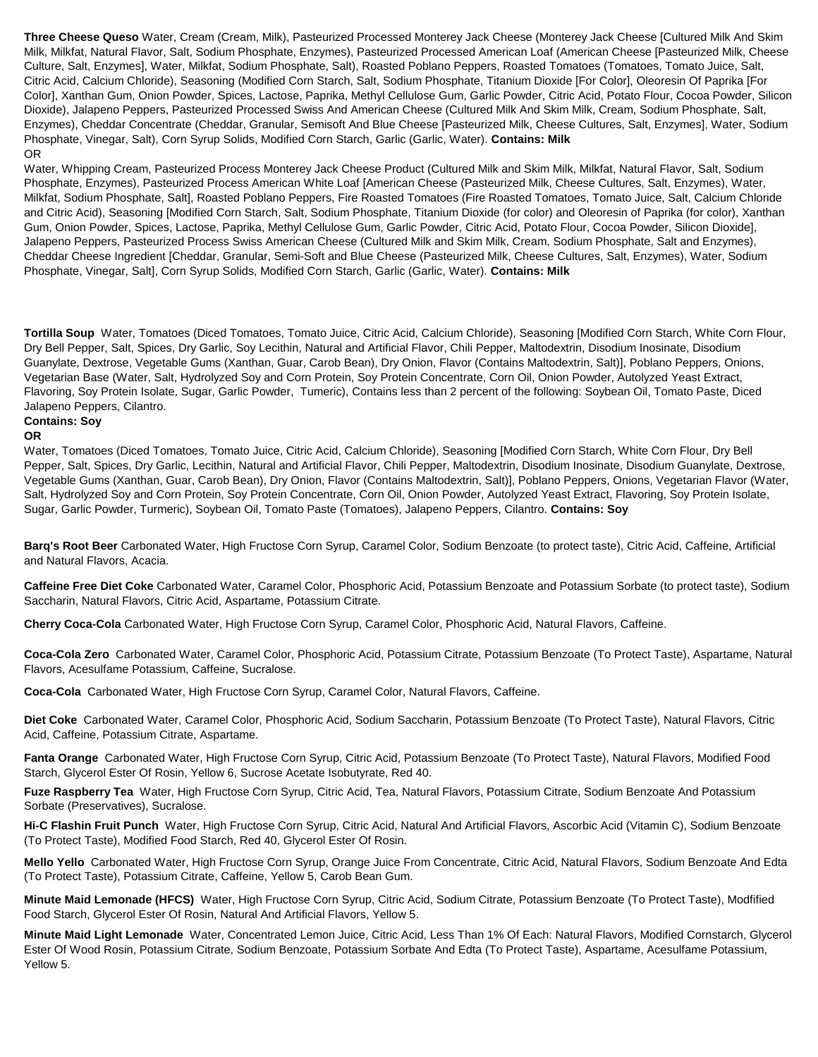**Three Cheese Queso** Water, Cream (Cream, Milk), Pasteurized Processed Monterey Jack Cheese (Monterey Jack Cheese [Cultured Milk And Skim Milk, Milkfat, Natural Flavor, Salt, Sodium Phosphate, Enzymes), Pasteurized Processed American Loaf (American Cheese [Pasteurized Milk, Cheese Culture, Salt, Enzymes], Water, Milkfat, Sodium Phosphate, Salt), Roasted Poblano Peppers, Roasted Tomatoes (Tomatoes, Tomato Juice, Salt, Citric Acid, Calcium Chloride), Seasoning (Modified Corn Starch, Salt, Sodium Phosphate, Titanium Dioxide [For Color], Oleoresin Of Paprika [For Color], Xanthan Gum, Onion Powder, Spices, Lactose, Paprika, Methyl Cellulose Gum, Garlic Powder, Citric Acid, Potato Flour, Cocoa Powder, Silicon Dioxide), Jalapeno Peppers, Pasteurized Processed Swiss And American Cheese (Cultured Milk And Skim Milk, Cream, Sodium Phosphate, Salt, Enzymes), Cheddar Concentrate (Cheddar, Granular, Semisoft And Blue Cheese [Pasteurized Milk, Cheese Cultures, Salt, Enzymes], Water, Sodium Phosphate, Vinegar, Salt), Corn Syrup Solids, Modified Corn Starch, Garlic (Garlic, Water). **Contains: Milk**
OR
Water, Whipping Cream, Pasteurized Process Monterey Jack Cheese Product (Cultured Milk and Skim Milk, Milkfat, Natural Flavor, Salt, Sodium Phosphate, Enzymes), Pasteurized Process American White Loaf [American Cheese (Pasteurized Milk, Cheese Cultures, Salt, Enzymes), Water, Milkfat, Sodium Phosphate, Salt], Roasted Poblano Peppers, Fire Roasted Tomatoes (Fire Roasted Tomatoes, Tomato Juice, Salt, Calcium Chloride and Citric Acid), Seasoning [Modified Corn Starch, Salt, Sodium Phosphate, Titanium Dioxide (for color) and Oleoresin of Paprika (for color), Xanthan Gum, Onion Powder, Spices, Lactose, Paprika, Methyl Cellulose Gum, Garlic Powder, Citric Acid, Potato Flour, Cocoa Powder, Silicon Dioxide], Jalapeno Peppers, Pasteurized Process Swiss American Cheese (Cultured Milk and Skim Milk, Cream, Sodium Phosphate, Salt and Enzymes), Cheddar Cheese Ingredient [Cheddar, Granular, Semi-Soft and Blue Cheese (Pasteurized Milk, Cheese Cultures, Salt, Enzymes), Water, Sodium Phosphate, Vinegar, Salt], Corn Syrup Solids, Modified Corn Starch, Garlic (Garlic, Water). **Contains: Milk**

**Tortilla Soup** Water, Tomatoes (Diced Tomatoes, Tomato Juice, Citric Acid, Calcium Chloride), Seasoning [Modified Corn Starch, White Corn Flour, Dry Bell Pepper, Salt, Spices, Dry Garlic, Soy Lecithin, Natural and Artificial Flavor, Chili Pepper, Maltodextrin, Disodium Inosinate, Disodium Guanylate, Dextrose, Vegetable Gums (Xanthan, Guar, Carob Bean), Dry Onion, Flavor (Contains Maltodextrin, Salt)], Poblano Peppers, Onions, Vegetarian Base (Water, Salt, Hydrolyzed Soy and Corn Protein, Soy Protein Concentrate, Corn Oil, Onion Powder, Autolyzed Yeast Extract, Flavoring, Soy Protein Isolate, Sugar, Garlic Powder, Tumeric), Contains less than 2 percent of the following: Soybean Oil, Tomato Paste, Diced Jalapeno Peppers, Cilantro.
**Contains: Soy**
**OR**
Water, Tomatoes (Diced Tomatoes, Tomato Juice, Citric Acid, Calcium Chloride), Seasoning [Modified Corn Starch, White Corn Flour, Dry Bell Pepper, Salt, Spices, Dry Garlic, Lecithin, Natural and Artificial Flavor, Chili Pepper, Maltodextrin, Disodium Inosinate, Disodium Guanylate, Dextrose, Vegetable Gums (Xanthan, Guar, Carob Bean), Dry Onion, Flavor (Contains Maltodextrin, Salt)], Poblano Peppers, Onions, Vegetarian Flavor (Water, Salt, Hydrolyzed Soy and Corn Protein, Soy Protein Concentrate, Corn Oil, Onion Powder, Autolyzed Yeast Extract, Flavoring, Soy Protein Isolate, Sugar, Garlic Powder, Turmeric), Soybean Oil, Tomato Paste (Tomatoes), Jalapeno Peppers, Cilantro. **Contains: Soy**

**Barq's Root Beer** Carbonated Water, High Fructose Corn Syrup, Caramel Color, Sodium Benzoate (to protect taste), Citric Acid, Caffeine, Artificial and Natural Flavors, Acacia.

**Caffeine Free Diet Coke** Carbonated Water, Caramel Color, Phosphoric Acid, Potassium Benzoate and Potassium Sorbate (to protect taste), Sodium Saccharin, Natural Flavors, Citric Acid, Aspartame, Potassium Citrate.

**Cherry Coca-Cola** Carbonated Water, High Fructose Corn Syrup, Caramel Color, Phosphoric Acid, Natural Flavors, Caffeine.

**Coca-Cola Zero** Carbonated Water, Caramel Color, Phosphoric Acid, Potassium Citrate, Potassium Benzoate (To Protect Taste), Aspartame, Natural Flavors, Acesulfame Potassium, Caffeine, Sucralose.

**Coca-Cola** Carbonated Water, High Fructose Corn Syrup, Caramel Color, Natural Flavors, Caffeine.

**Diet Coke** Carbonated Water, Caramel Color, Phosphoric Acid, Sodium Saccharin, Potassium Benzoate (To Protect Taste), Natural Flavors, Citric Acid, Caffeine, Potassium Citrate, Aspartame.

**Fanta Orange** Carbonated Water, High Fructose Corn Syrup, Citric Acid, Potassium Benzoate (To Protect Taste), Natural Flavors, Modified Food Starch, Glycerol Ester Of Rosin, Yellow 6, Sucrose Acetate Isobutyrate, Red 40.

**Fuze Raspberry Tea** Water, High Fructose Corn Syrup, Citric Acid, Tea, Natural Flavors, Potassium Citrate, Sodium Benzoate And Potassium Sorbate (Preservatives), Sucralose.

**Hi-C Flashin Fruit Punch** Water, High Fructose Corn Syrup, Citric Acid, Natural And Artificial Flavors, Ascorbic Acid (Vitamin C), Sodium Benzoate (To Protect Taste), Modified Food Starch, Red 40, Glycerol Ester Of Rosin.

**Mello Yello** Carbonated Water, High Fructose Corn Syrup, Orange Juice From Concentrate, Citric Acid, Natural Flavors, Sodium Benzoate And Edta (To Protect Taste), Potassium Citrate, Caffeine, Yellow 5, Carob Bean Gum.

**Minute Maid Lemonade (HFCS)** Water, High Fructose Corn Syrup, Citric Acid, Sodium Citrate, Potassium Benzoate (To Protect Taste), Modfified Food Starch, Glycerol Ester Of Rosin, Natural And Artificial Flavors, Yellow 5.

**Minute Maid Light Lemonade** Water, Concentrated Lemon Juice, Citric Acid, Less Than 1% Of Each: Natural Flavors, Modified Cornstarch, Glycerol Ester Of Wood Rosin, Potassium Citrate, Sodium Benzoate, Potassium Sorbate And Edta (To Protect Taste), Aspartame, Acesulfame Potassium, Yellow 5.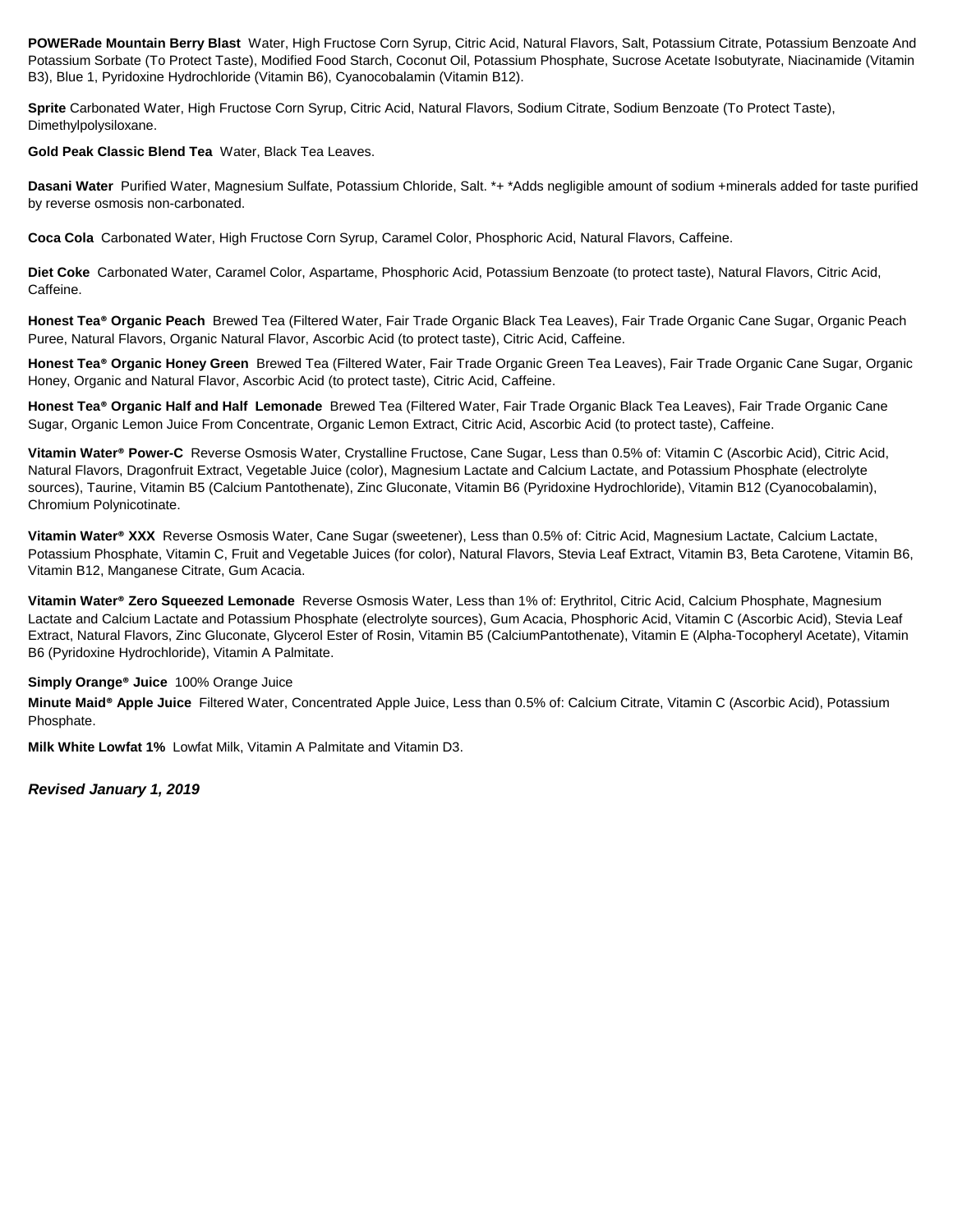**POWERade Mountain Berry Blast** Water, High Fructose Corn Syrup, Citric Acid, Natural Flavors, Salt, Potassium Citrate, Potassium Benzoate And Potassium Sorbate (To Protect Taste), Modified Food Starch, Coconut Oil, Potassium Phosphate, Sucrose Acetate Isobutyrate, Niacinamide (Vitamin B3), Blue 1, Pyridoxine Hydrochloride (Vitamin B6), Cyanocobalamin (Vitamin B12).

**Sprite** Carbonated Water, High Fructose Corn Syrup, Citric Acid, Natural Flavors, Sodium Citrate, Sodium Benzoate (To Protect Taste), Dimethylpolysiloxane.

**Gold Peak Classic Blend Tea** Water, Black Tea Leaves.

**Dasani Water** Purified Water, Magnesium Sulfate, Potassium Chloride, Salt. *+ *Adds negligible amount of sodium +minerals added for taste purified by reverse osmosis non-carbonated.

**Coca Cola** Carbonated Water, High Fructose Corn Syrup, Caramel Color, Phosphoric Acid, Natural Flavors, Caffeine.

**Diet Coke** Carbonated Water, Caramel Color, Aspartame, Phosphoric Acid, Potassium Benzoate (to protect taste), Natural Flavors, Citric Acid, Caffeine.

**Honest Tea® Organic Peach** Brewed Tea (Filtered Water, Fair Trade Organic Black Tea Leaves), Fair Trade Organic Cane Sugar, Organic Peach Puree, Natural Flavors, Organic Natural Flavor, Ascorbic Acid (to protect taste), Citric Acid, Caffeine.

**Honest Tea® Organic Honey Green** Brewed Tea (Filtered Water, Fair Trade Organic Green Tea Leaves), Fair Trade Organic Cane Sugar, Organic Honey, Organic and Natural Flavor, Ascorbic Acid (to protect taste), Citric Acid, Caffeine.

**Honest Tea® Organic Half and Half Lemonade** Brewed Tea (Filtered Water, Fair Trade Organic Black Tea Leaves), Fair Trade Organic Cane Sugar, Organic Lemon Juice From Concentrate, Organic Lemon Extract, Citric Acid, Ascorbic Acid (to protect taste), Caffeine.

**Vitamin Water® Power-C** Reverse Osmosis Water, Crystalline Fructose, Cane Sugar, Less than 0.5% of: Vitamin C (Ascorbic Acid), Citric Acid, Natural Flavors, Dragonfruit Extract, Vegetable Juice (color), Magnesium Lactate and Calcium Lactate, and Potassium Phosphate (electrolyte sources), Taurine, Vitamin B5 (Calcium Pantothenate), Zinc Gluconate, Vitamin B6 (Pyridoxine Hydrochloride), Vitamin B12 (Cyanocobalamin), Chromium Polynicotinate.

**Vitamin Water® XXX** Reverse Osmosis Water, Cane Sugar (sweetener), Less than 0.5% of: Citric Acid, Magnesium Lactate, Calcium Lactate, Potassium Phosphate, Vitamin C, Fruit and Vegetable Juices (for color), Natural Flavors, Stevia Leaf Extract, Vitamin B3, Beta Carotene, Vitamin B6, Vitamin B12, Manganese Citrate, Gum Acacia.

**Vitamin Water® Zero Squeezed Lemonade** Reverse Osmosis Water, Less than 1% of: Erythritol, Citric Acid, Calcium Phosphate, Magnesium Lactate and Calcium Lactate and Potassium Phosphate (electrolyte sources), Gum Acacia, Phosphoric Acid, Vitamin C (Ascorbic Acid), Stevia Leaf Extract, Natural Flavors, Zinc Gluconate, Glycerol Ester of Rosin, Vitamin B5 (CalciumPantothenate), Vitamin E (Alpha-Tocopheryl Acetate), Vitamin B6 (Pyridoxine Hydrochloride), Vitamin A Palmitate.

**Simply Orange® Juice** 100% Orange Juice

**Minute Maid® Apple Juice** Filtered Water, Concentrated Apple Juice, Less than 0.5% of: Calcium Citrate, Vitamin C (Ascorbic Acid), Potassium Phosphate.

**Milk White Lowfat 1%** Lowfat Milk, Vitamin A Palmitate and Vitamin D3.

***Revised January 1, 2019***